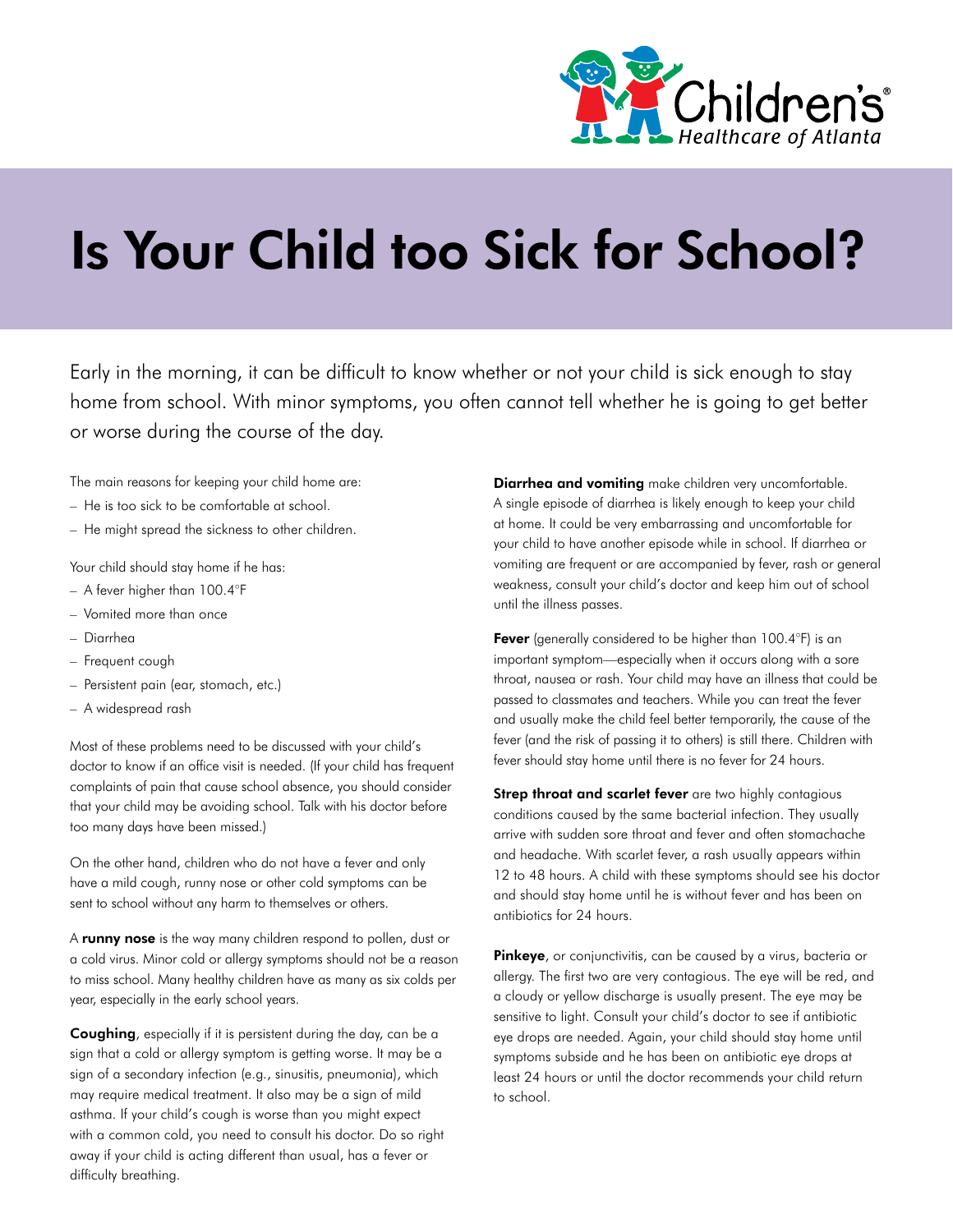Children's Healthcare of Atlanta

# Is Your Child too Sick for School?

Early in the morning, it can be difficult to know whether or not your child is sick enough to stay home from school. With minor symptoms, you often cannot tell whether he is going to get better or worse during the course of the day.

The main reasons for keeping your child home are:

- He is too sick to be comfortable at school.
- He might spread the sickness to other children.

Your child should stay home if he has:

- A fever higher than 100.4°F
- Vomited more than once
- Diarrhea
- Frequent cough
- Persistent pain (ear, stomach, etc.)
- A widespread rash

Most of these problems need to be discussed with your child's doctor to know if an office visit is needed. (If your child has frequent complaints of pain that cause school absence, you should consider that your child may be avoiding school. Talk with his doctor before too many days have been missed.)

On the other hand, children who do not have a fever and only have a mild cough, runny nose or other cold symptoms can be sent to school without any harm to themselves or others.

A **runny nose** is the way many children respond to pollen, dust or a cold virus. Minor cold or allergy symptoms should not be a reason to miss school. Many healthy children have as many as six colds per year, especially in the early school years.

**Coughing**, especially if it is persistent during the day, can be a sign that a cold or allergy symptom is getting worse. It may be a sign of a secondary infection (e.g., sinusitis, pneumonia), which may require medical treatment. It also may be a sign of mild asthma. If your child's cough is worse than you might expect with a common cold, you need to consult his doctor. Do so right away if your child is acting different than usual, has a fever or difficulty breathing.

**Diarrhea and vomiting** make children very uncomfortable. A single episode of diarrhea is likely enough to keep your child at home. It could be very embarrassing and uncomfortable for your child to have another episode while in school. If diarrhea or vomiting are frequent or are accompanied by fever, rash or general weakness, consult your child's doctor and keep him out of school until the illness passes.

**Fever** (generally considered to be higher than 100.4°F) is an important symptom—especially when it occurs along with a sore throat, nausea or rash. Your child may have an illness that could be passed to classmates and teachers. While you can treat the fever and usually make the child feel better temporarily, the cause of the fever (and the risk of passing it to others) is still there. Children with fever should stay home until there is no fever for 24 hours.

**Strep throat and scarlet fever** are two highly contagious conditions caused by the same bacterial infection. They usually arrive with sudden sore throat and fever and often stomachache and headache. With scarlet fever, a rash usually appears within 12 to 48 hours. A child with these symptoms should see his doctor and should stay home until he is without fever and has been on antibiotics for 24 hours.

**Pinkeye**, or conjunctivitis, can be caused by a virus, bacteria or allergy. The first two are very contagious. The eye will be red, and a cloudy or yellow discharge is usually present. The eye may be sensitive to light. Consult your child's doctor to see if antibiotic eye drops are needed. Again, your child should stay home until symptoms subside and he has been on antibiotic eye drops at least 24 hours or until the doctor recommends your child return to school.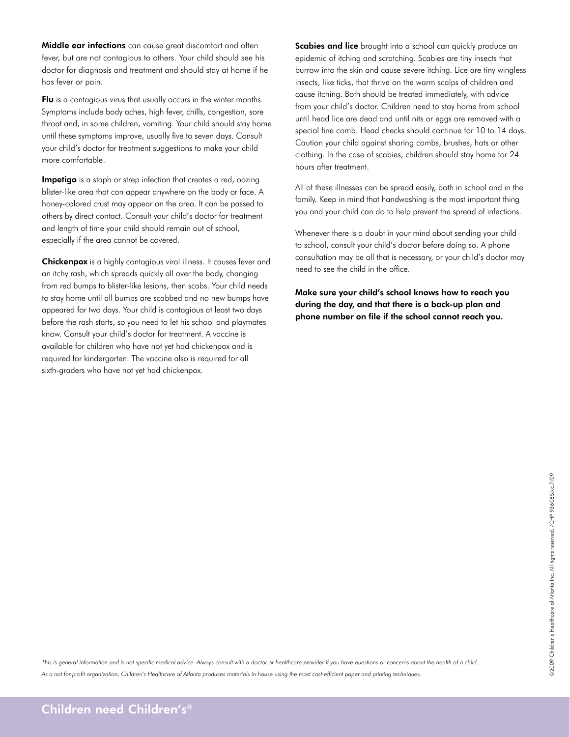**Middle ear infections** can cause great discomfort and often fever, but are not contagious to others. Your child should see his doctor for diagnosis and treatment and should stay at home if he has fever or pain.

**Flu** is a contagious virus that usually occurs in the winter months. Symptoms include body aches, high fever, chills, congestion, sore throat and, in some children, vomiting. Your child should stay home until these symptoms improve, usually five to seven days. Consult your child's doctor for treatment suggestions to make your child more comfortable.

**Impetigo** is a staph or strep infection that creates a red, oozing blister-like area that can appear anywhere on the body or face. A honey-colored crust may appear on the area. It can be passed to others by direct contact. Consult your child's doctor for treatment and length of time your child should remain out of school, especially if the area cannot be covered.

**Chickenpox** is a highly contagious viral illness. It causes fever and an itchy rash, which spreads quickly all over the body, changing from red bumps to blister-like lesions, then scabs. Your child needs to stay home until all bumps are scabbed and no new bumps have appeared for two days. Your child is contagious at least two days before the rash starts, so you need to let his school and playmates know. Consult your child's doctor for treatment. A vaccine is available for children who have not yet had chickenpox and is required for kindergarten. The vaccine also is required for all sixth-graders who have not yet had chickenpox.

**Scabies and lice** brought into a school can quickly produce an epidemic of itching and scratching. Scabies are tiny insects that burrow into the skin and cause severe itching. Lice are tiny wingless insects, like ticks, that thrive on the warm scalps of children and cause itching. Both should be treated immediately, with advice from your child's doctor. Children need to stay home from school until head lice are dead and until nits or eggs are removed with a special fine comb. Head checks should continue for 10 to 14 days. Caution your child against sharing combs, brushes, hats or other clothing. In the case of scabies, children should stay home for 24 hours after treatment.

All of these illnesses can be spread easily, both in school and in the family. Keep in mind that handwashing is the most important thing you and your child can do to help prevent the spread of infections.

Whenever there is a doubt in your mind about sending your child to school, consult your child's doctor before doing so. A phone consultation may be all that is necessary, or your child's doctor may need to see the child in the office.

**Make sure your child's school knows how to reach you during the day, and that there is a back-up plan and phone number on file if the school cannot reach you.**

*This is general information and is not specific medical advice. Always consult with a doctor or healthcare provider if you have questions or concerns about the health of a child.*

*As a not-for-profit organization, Children's Healthcare of Atlanta produces materials in-house using the most cost-efficient paper and printing techniques.*

©2009 Children's Healthcare of Atlanta Inc. All rights reserved. /CHP 936085.kc.7/09

Children need Children's®